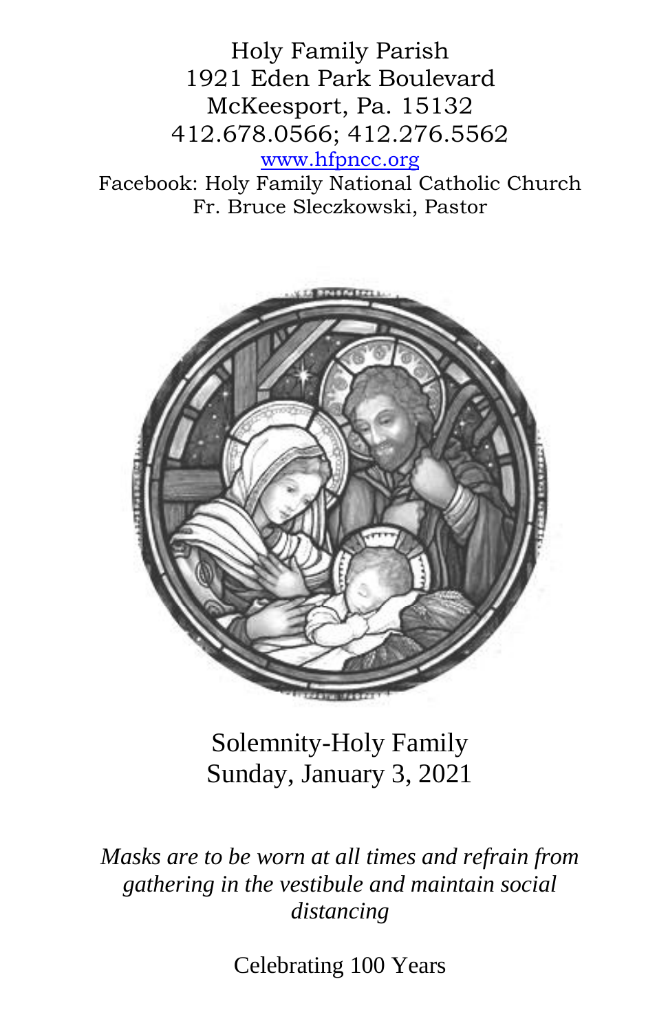Holy Family Parish
1921 Eden Park Boulevard
McKeesport, Pa. 15132
412.678.0566; 412.276.5562
[www.hfpncc.org](http://www.hfpncc.org)
Facebook: Holy Family National Catholic Church
Fr. Bruce Sleczkowski, Pastor

# Solemnity-Holy Family
## Sunday, January 3, 2021

*Masks are to be worn at all times and refrain from gathering in the vestibule and maintain social distancing*

Celebrating 100 Years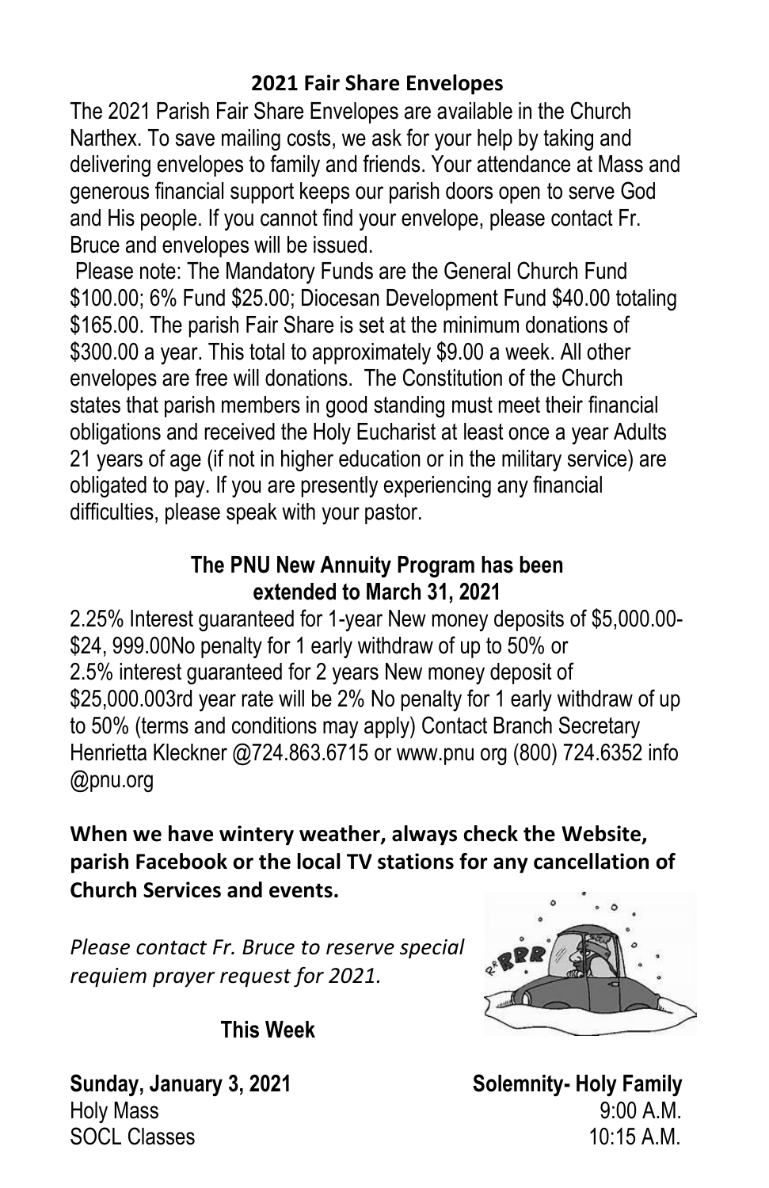## 2021 Fair Share Envelopes

The 2021 Parish Fair Share Envelopes are available in the Church Narthex. To save mailing costs, we ask for your help by taking and delivering envelopes to family and friends. Your attendance at Mass and generous financial support keeps our parish doors open to serve God and His people. If you cannot find your envelope, please contact Fr. Bruce and envelopes will be issued.

Please note: The Mandatory Funds are the General Church Fund $100.00; 6% Fund $25.00; Diocesan Development Fund $40.00 totaling $165.00. The parish Fair Share is set at the minimum donations of $300.00 a year. This total to approximately $9.00 a week. All other envelopes are free will donations. The Constitution of the Church states that parish members in good standing must meet their financial obligations and received the Holy Eucharist at least once a year Adults 21 years of age (if not in higher education or in the military service) are obligated to pay. If you are presently experiencing any financial difficulties, please speak with your pastor.

## The PNU New Annuity Program has been extended to March 31, 2021

2.25% Interest guaranteed for 1-year New money deposits of $5,000.00-$24, 999.00No penalty for 1 early withdraw of up to 50% or 2.5% interest guaranteed for 2 years New money deposit of $25,000.003rd year rate will be 2% No penalty for 1 early withdraw of up to 50% (terms and conditions may apply) Contact Branch Secretary Henrietta Kleckner @724.863.6715 or www.pnu org (800) 724.6352 info @pnu.org

**When we have wintery weather, always check the Website, parish Facebook or the local TV stations for any cancellation of Church Services and events.**

*Please contact Fr. Bruce to reserve special requiem prayer request for 2021.*

## This Week

**Sunday, January 3, 2021** **Solemnity- Holy Family**

Holy Mass 9:00 A.M.

SOCL Classes 10:15 A.M.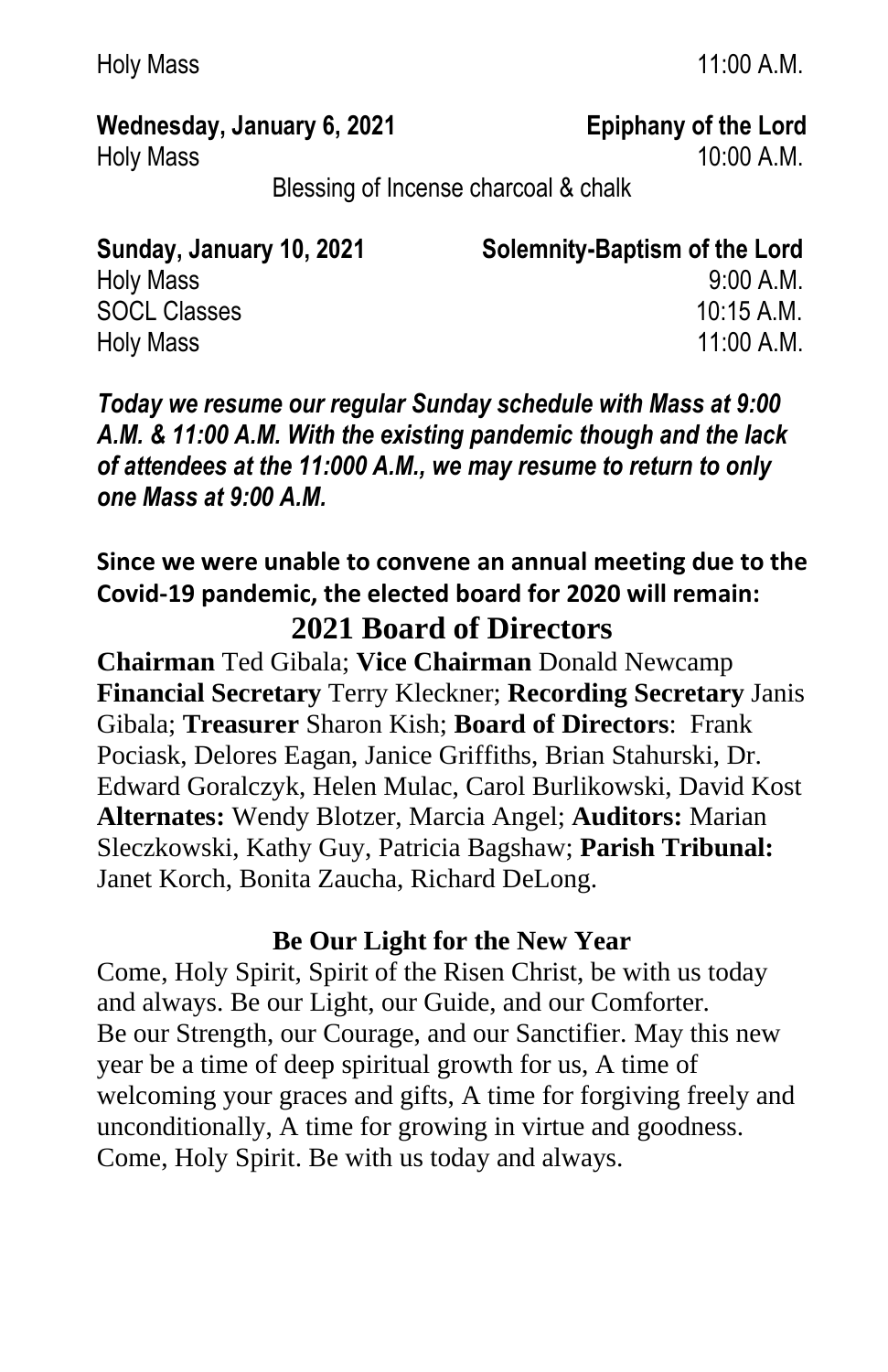Holy Mass 11:00 A.M.

**Wednesday, January 6, 2021** **Epiphany of the Lord**

Holy Mass 10:00 A.M.

Blessing of Incense charcoal & chalk

**Sunday, January 10, 2021** **Solemnity-Baptism of the Lord**

Holy Mass 9:00 A.M.

SOCL Classes 10:15 A.M.

Holy Mass 11:00 A.M.

***Today we resume our regular Sunday schedule with Mass at 9:00 A.M. & 11:00 A.M. With the existing pandemic though and the lack of attendees at the 11:000 A.M., we may resume to return to only one Mass at 9:00 A.M.***

**Since we were unable to convene an annual meeting due to the Covid-19 pandemic, the elected board for 2020 will remain:**

## 2021 Board of Directors

**Chairman** Ted Gibala; **Vice Chairman** Donald Newcamp **Financial Secretary** Terry Kleckner; **Recording Secretary** Janis Gibala; **Treasurer** Sharon Kish; **Board of Directors**: Frank Pociask, Delores Eagan, Janice Griffiths, Brian Stahurski, Dr. Edward Goralczyk, Helen Mulac, Carol Burlikowski, David Kost **Alternates:** Wendy Blotzer, Marcia Angel; **Auditors:** Marian Sleczkowski, Kathy Guy, Patricia Bagshaw; **Parish Tribunal:** Janet Korch, Bonita Zaucha, Richard DeLong.

## Be Our Light for the New Year

Come, Holy Spirit, Spirit of the Risen Christ, be with us today and always. Be our Light, our Guide, and our Comforter. Be our Strength, our Courage, and our Sanctifier. May this new year be a time of deep spiritual growth for us, A time of welcoming your graces and gifts, A time for forgiving freely and unconditionally, A time for growing in virtue and goodness. Come, Holy Spirit. Be with us today and always.